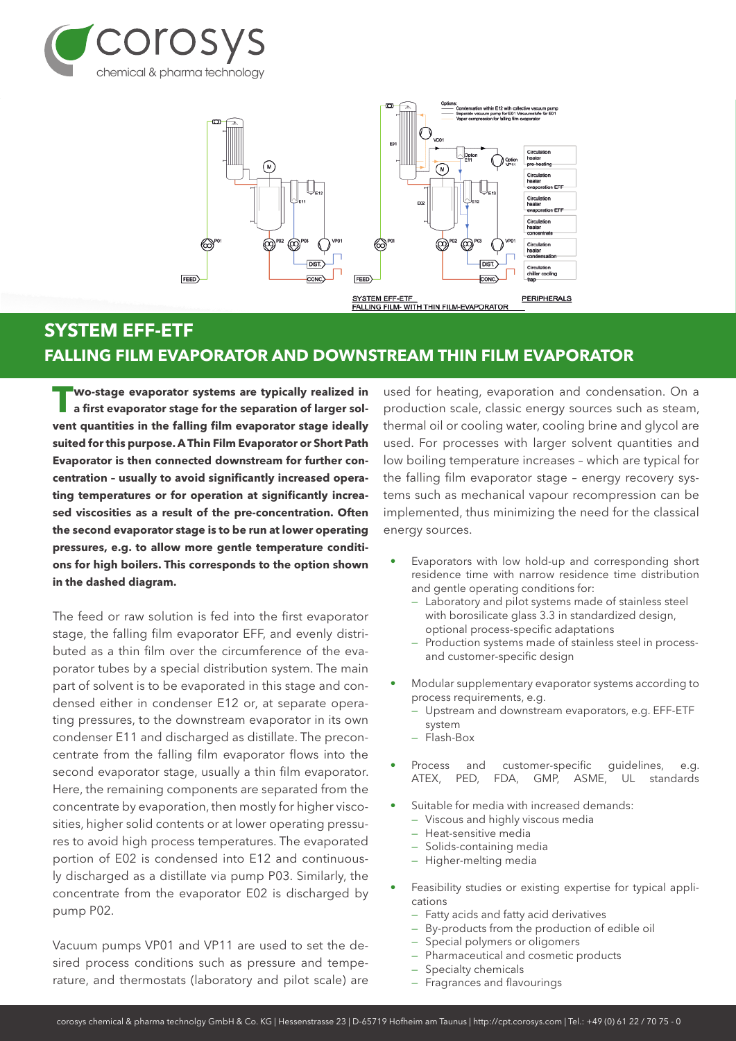corosys
chemical & pharma technology

## SYSTEM EFF-ETF
## FALLING FILM EVAPORATOR AND DOWNSTREAM THIN FILM EVAPORATOR

**Two-stage evaporator systems are typically realized in a first evaporator stage for the separation of larger solvent quantities in the falling film evaporator stage ideally suited for this purpose. A Thin Film Evaporator or Short Path Evaporator is then connected downstream for further concentration – usually to avoid significantly increased operating temperatures or for operation at significantly increased viscosities as a result of the pre-concentration. Often the second evaporator stage is to be run at lower operating pressures, e.g. to allow more gentle temperature conditions for high boilers. This corresponds to the option shown in the dashed diagram.**

The feed or raw solution is fed into the first evaporator stage, the falling film evaporator EFF, and evenly distributed as a thin film over the circumference of the evaporator tubes by a special distribution system. The main part of solvent is to be evaporated in this stage and condensed either in condenser E12 or, at separate operating pressures, to the downstream evaporator in its own condenser E11 and discharged as distillate. The preconcentrate from the falling film evaporator flows into the second evaporator stage, usually a thin film evaporator. Here, the remaining components are separated from the concentrate by evaporation, then mostly for higher viscosities, higher solid contents or at lower operating pressures to avoid high process temperatures. The evaporated portion of E02 is condensed into E12 and continuously discharged as a distillate via pump P03. Similarly, the concentrate from the evaporator E02 is discharged by pump P02.

Vacuum pumps VP01 and VP11 are used to set the desired process conditions such as pressure and temperature, and thermostats (laboratory and pilot scale) are used for heating, evaporation and condensation. On a production scale, classic energy sources such as steam, thermal oil or cooling water, cooling brine and glycol are used. For processes with larger solvent quantities and low boiling temperature increases – which are typical for the falling film evaporator stage – energy recovery systems such as mechanical vapour recompression can be implemented, thus minimizing the need for the classical energy sources.

- Evaporators with low hold-up and corresponding short residence time with narrow residence time distribution and gentle operating conditions for:
  - Laboratory and pilot systems made of stainless steel with borosilicate glass 3.3 in standardized design, optional process-specific adaptations
  - Production systems made of stainless steel in process- and customer-specific design
- Modular supplementary evaporator systems according to process requirements, e.g.
  - Upstream and downstream evaporators, e.g. EFF-ETF system
  - Flash-Box
- Process and customer-specific guidelines, e.g. ATEX, PED, FDA, GMP, ASME, UL standards
- Suitable for media with increased demands:
  - Viscous and highly viscous media
  - Heat-sensitive media
  - Solids-containing media
  - Higher-melting media
- Feasibility studies or existing expertise for typical applications
  - Fatty acids and fatty acid derivatives
  - By-products from the production of edible oil
  - Special polymers or oligomers
  - Pharmaceutical and cosmetic products
  - Specialty chemicals
  - Fragrances and flavourings

corosys chemical & pharma technolgy GmbH & Co. KG | Hessenstrasse 23 | D-65719 Hofheim am Taunus | http://cpt.corosys.com | Tel.: +49 (0) 61 22 / 70 75 - 0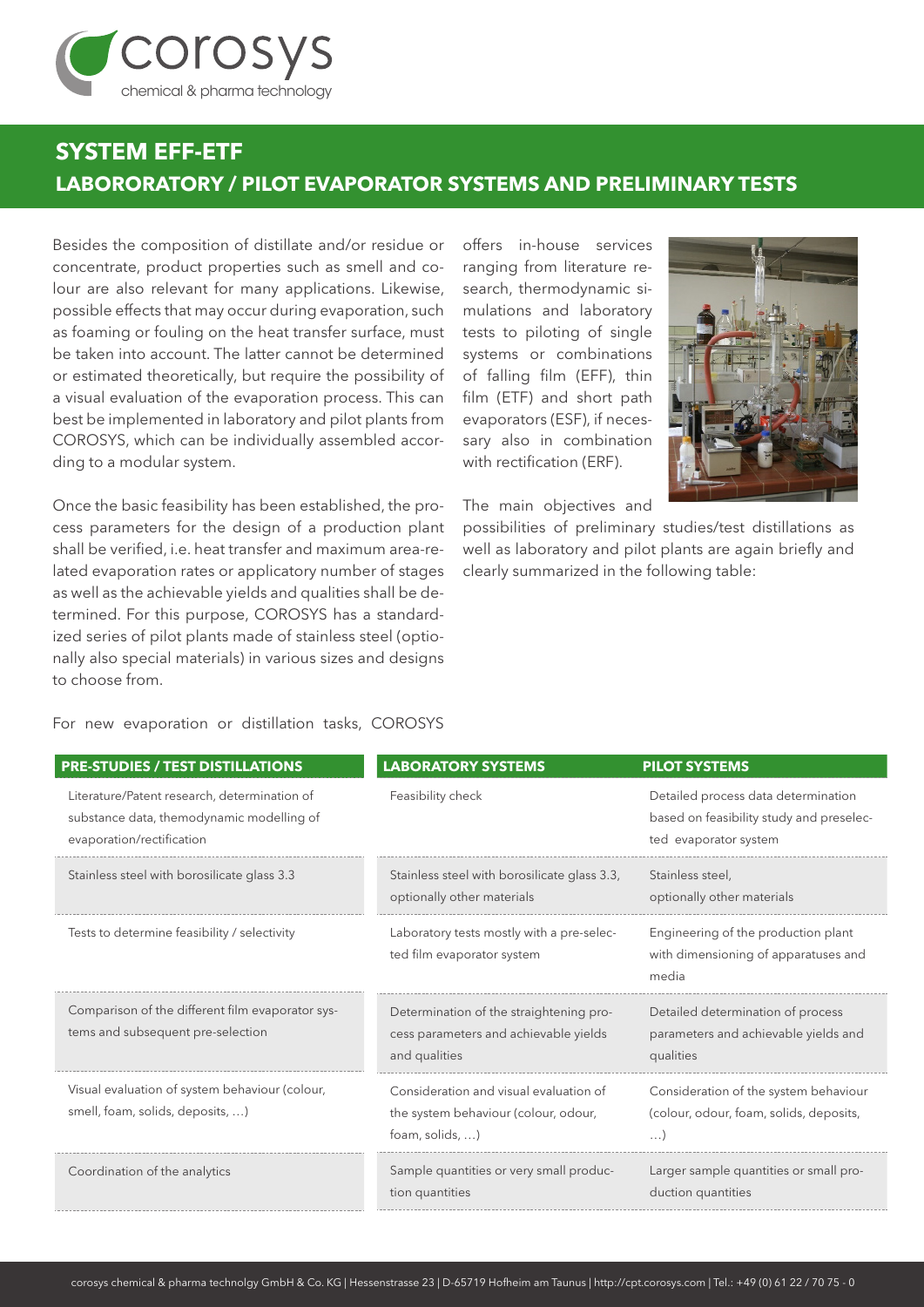# SYSTEM EFF-ETF

## LABORORATORY / PILOT EVAPORATOR SYSTEMS AND PRELIMINARY TESTS

Besides the composition of distillate and/or residue or concentrate, product properties such as smell and colour are also relevant for many applications. Likewise, possible effects that may occur during evaporation, such as foaming or fouling on the heat transfer surface, must be taken into account. The latter cannot be determined or estimated theoretically, but require the possibility of a visual evaluation of the evaporation process. This can best be implemented in laboratory and pilot plants from COROSYS, which can be individually assembled according to a modular system.

Once the basic feasibility has been established, the process parameters for the design of a production plant shall be verified, i.e. heat transfer and maximum area-related evaporation rates or applicatory number of stages as well as the achievable yields and qualities shall be determined. For this purpose, COROSYS has a standardized series of pilot plants made of stainless steel (optionally also special materials) in various sizes and designs to choose from.

For new evaporation or distillation tasks, COROSYS offers in-house services ranging from literature research, thermodynamic simulations and laboratory tests to piloting of single systems or combinations of falling film (EFF), thin film (ETF) and short path evaporators (ESF), if necessary also in combination with rectification (ERF).

The main objectives and possibilities of preliminary studies/test distillations as well as laboratory and pilot plants are again briefly and clearly summarized in the following table:

| PRE-STUDIES / TEST DISTILLATIONS | LABORATORY SYSTEMS | PILOT SYSTEMS |
|---|---|---|
| Literature/Patent research, determination of substance data, themodynamic modelling of evaporation/rectification | Feasibility check | Detailed process data determination based on feasibility study and preselected evaporator system |
| Stainless steel with borosilicate glass 3.3 | Stainless steel with borosilicate glass 3.3, optionally other materials | Stainless steel, optionally other materials |
| Tests to determine feasibility / selectivity | Laboratory tests mostly with a pre-selected film evaporator system | Engineering of the production plant with dimensioning of apparatuses and media |
| Comparison of the different film evaporator systems and subsequent pre-selection | Determination of the straightening process parameters and achievable yields and qualities | Detailed determination of process parameters and achievable yields and qualities |
| Visual evaluation of system behaviour (colour, smell, foam, solids, deposits, …) | Consideration and visual evaluation of the system behaviour (colour, odour, foam, solids, …) | Consideration of the system behaviour (colour, odour, foam, solids, deposits, …) |
| Coordination of the analytics | Sample quantities or very small production quantities | Larger sample quantities or small production quantities |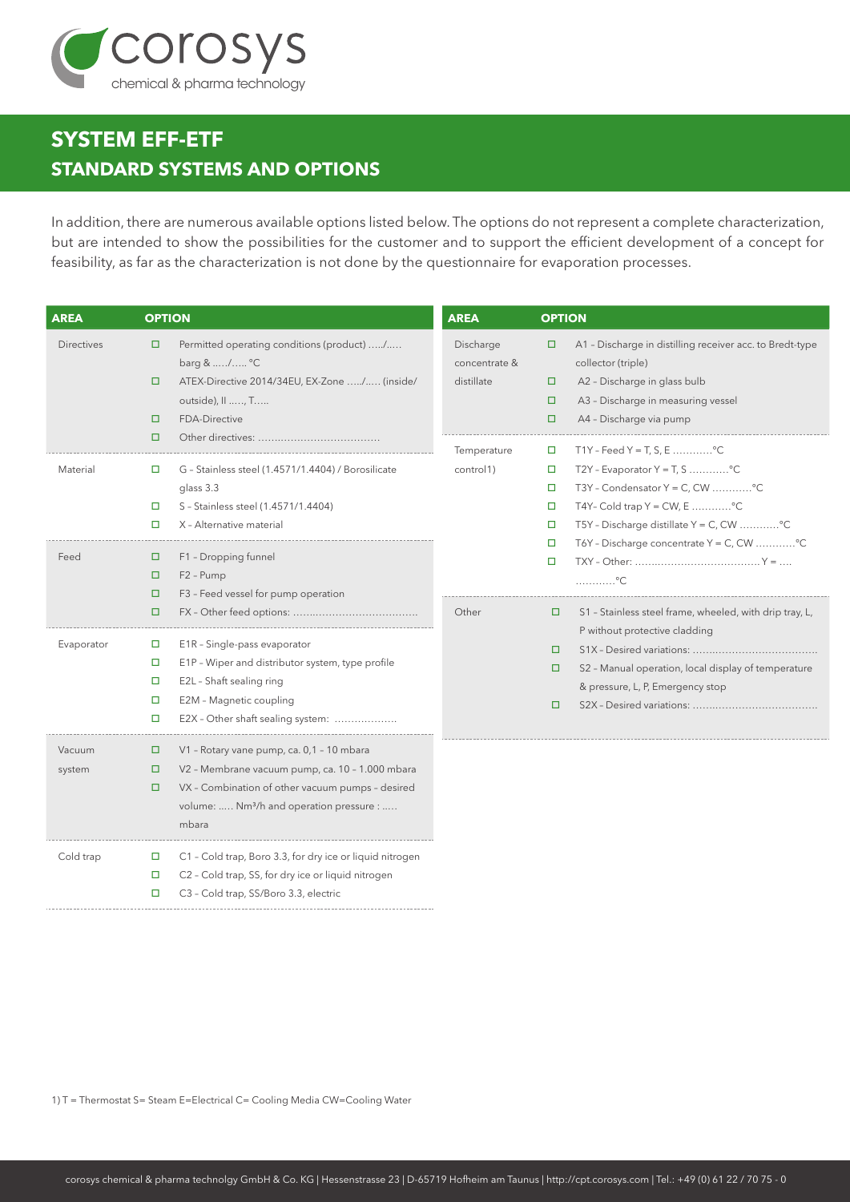# SYSTEM EFF-ETF

## STANDARD SYSTEMS AND OPTIONS

In addition, there are numerous available options listed below. The options do not represent a complete characterization, but are intended to show the possibilities for the customer and to support the efficient development of a concept for feasibility, as far as the characterization is not done by the questionnaire for evaporation processes.

| AREA | OPTION |
|---|---|
| Directives | ☐ Permitted operating conditions (product) ...../..... barg & ...../..... °C<br>☐ ATEX-Directive 2014/34EU, EX-Zone ...../..... (inside/outside), II ....., T.....<br>☐ FDA-Directive<br>☐ Other directives: ..................................... |
| Material | ☐ G – Stainless steel (1.4571/1.4404) / Borosilicate glass 3.3<br>☐ S – Stainless steel (1.4571/1.4404)<br>☐ X – Alternative material |
| Feed | ☐ F1 – Dropping funnel<br>☐ F2 – Pump<br>☐ F3 – Feed vessel for pump operation<br>☐ FX – Other feed options: ..................................... |
| Evaporator | ☐ E1R – Single-pass evaporator<br>☐ E1P – Wiper and distributor system, type profile<br>☐ E2L – Shaft sealing ring<br>☐ E2M – Magnetic coupling<br>☐ E2X – Other shaft sealing system: .................. |
| Vacuum system | ☐ V1 – Rotary vane pump, ca. 0,1 – 10 mbara<br>☐ V2 – Membrane vacuum pump, ca. 10 – 1.000 mbara<br>☐ VX – Combination of other vacuum pumps – desired volume: ..... Nm³/h and operation pressure : ..... mbara |
| Cold trap | ☐ C1 – Cold trap, Boro 3.3, for dry ice or liquid nitrogen<br>☐ C2 – Cold trap, SS, for dry ice or liquid nitrogen<br>☐ C3 – Cold trap, SS/Boro 3.3, electric |

| AREA | OPTION |
|---|---|
| Discharge concentrate & distillate | ☐ A1 – Discharge in distilling receiver acc. to Bredt-type collector (triple)<br>☐ A2 – Discharge in glass bulb<br>☐ A3 – Discharge in measuring vessel<br>☐ A4 – Discharge via pump |
| Temperature control1) | ☐ T1Y – Feed Y = T, S, E ............°C<br>☐ T2Y – Evaporator Y = T, S ............°C<br>☐ T3Y – Condensator Y = C, CW ............°C<br>☐ T4Y– Cold trap Y = CW, E ............°C<br>☐ T5Y – Discharge distillate Y = C, CW ............°C<br>☐ T6Y – Discharge concentrate Y = C, CW ............°C<br>☐ TXY – Other: ..................................... Y = .... ............°C |
| Other | ☐ S1 – Stainless steel frame, wheeled, with drip tray, L, P without protective cladding<br>☐ S1X – Desired variations: .....................................<br>☐ S2 – Manual operation, local display of temperature & pressure, L, P, Emergency stop<br>☐ S2X – Desired variations: ..................................... |

1) T = Thermostat S= Steam E=Electrical C= Cooling Media CW=Cooling Water

corosys chemical & pharma technolgy GmbH & Co. KG | Hessenstrasse 23 | D-65719 Hofheim am Taunus | http://cpt.corosys.com | Tel.: +49 (0) 61 22 / 70 75 - 0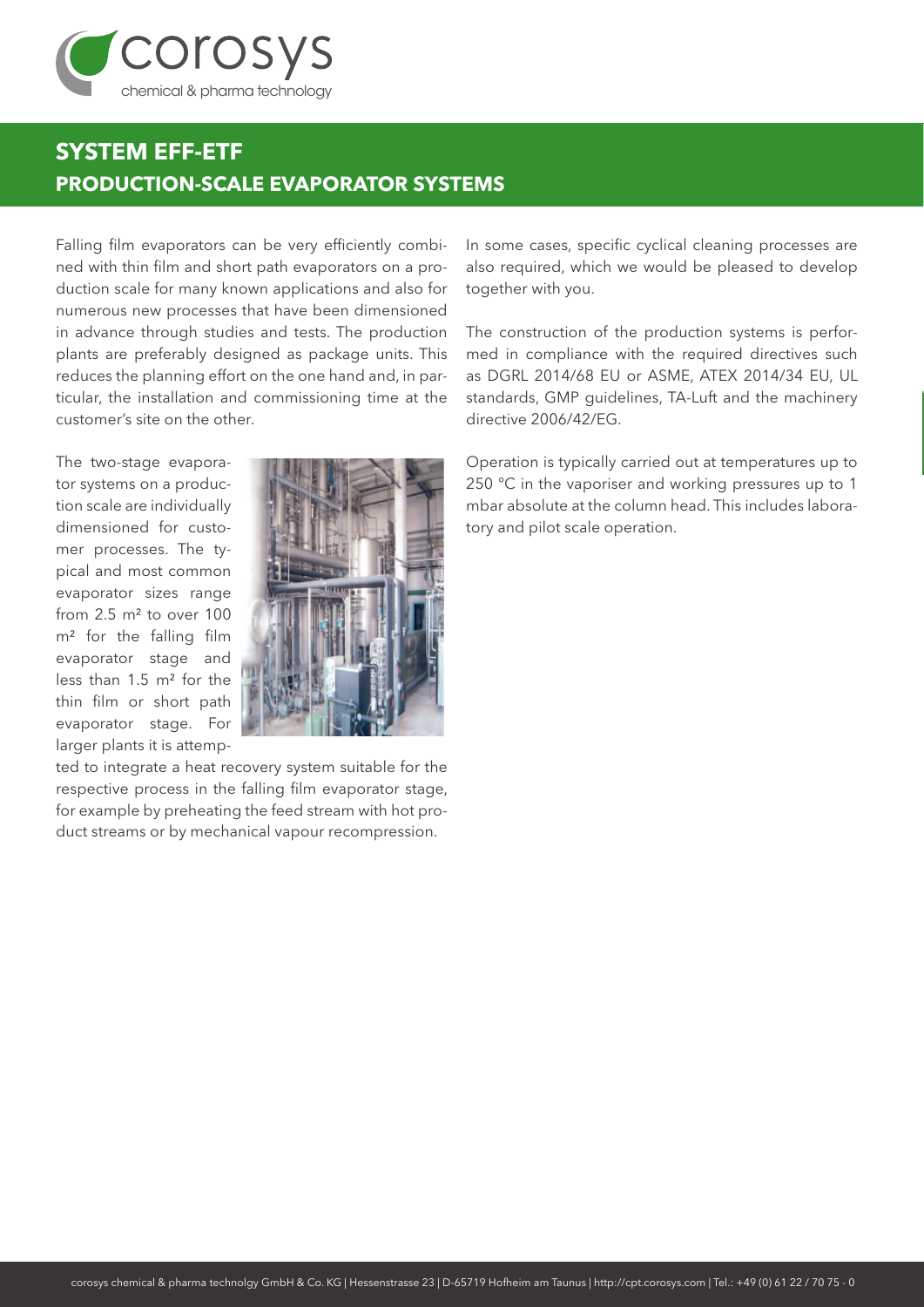## SYSTEM EFF-ETF

## PRODUCTION-SCALE EVAPORATOR SYSTEMS

Falling film evaporators can be very efficiently combined with thin film and short path evaporators on a production scale for many known applications and also for numerous new processes that have been dimensioned in advance through studies and tests. The production plants are preferably designed as package units. This reduces the planning effort on the one hand and, in particular, the installation and commissioning time at the customer's site on the other.

The two-stage evaporator systems on a production scale are individually dimensioned for customer processes. The typical and most common evaporator sizes range from 2.5 m² to over 100 m² for the falling film evaporator stage and less than 1.5 m² for the thin film or short path evaporator stage. For larger plants it is attempted to integrate a heat recovery system suitable for the respective process in the falling film evaporator stage, for example by preheating the feed stream with hot product streams or by mechanical vapour recompression.

In some cases, specific cyclical cleaning processes are also required, which we would be pleased to develop together with you.

The construction of the production systems is performed in compliance with the required directives such as DGRL 2014/68 EU or ASME, ATEX 2014/34 EU, UL standards, GMP guidelines, TA-Luft and the machinery directive 2006/42/EG.

Operation is typically carried out at temperatures up to 250 °C in the vaporiser and working pressures up to 1 mbar absolute at the column head. This includes laboratory and pilot scale operation.